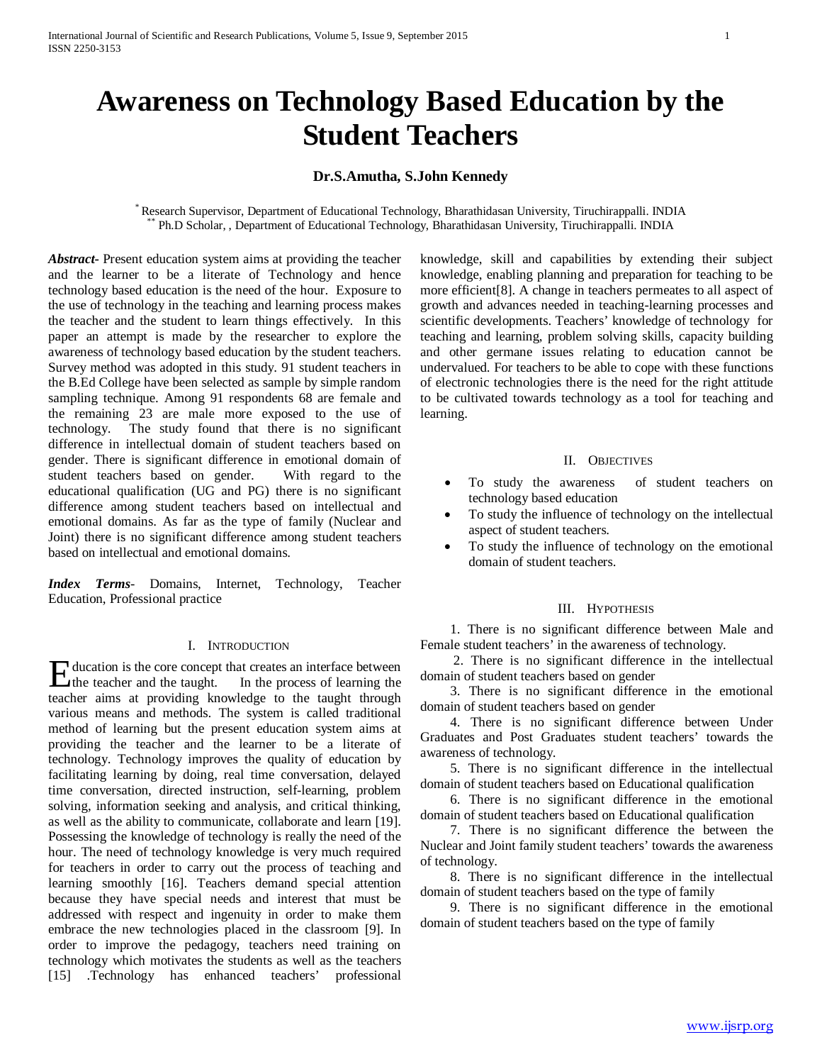# Awareness on Technology Based Education by the Student Teachers

**Dr.S.Amutha, S.John Kennedy**

[*] Research Supervisor, Department of Educational Technology, Bharathidasan University, Tiruchirappalli. INDIA
[**] Ph.D Scholar, , Department of Educational Technology, Bharathidasan University, Tiruchirappalli. INDIA

***Abstract***- Present education system aims at providing the teacher and the learner to be a literate of Technology and hence technology based education is the need of the hour. Exposure to the use of technology in the teaching and learning process makes the teacher and the student to learn things effectively. In this paper an attempt is made by the researcher to explore the awareness of technology based education by the student teachers. Survey method was adopted in this study. 91 student teachers in the B.Ed College have been selected as sample by simple random sampling technique. Among 91 respondents 68 are female and the remaining 23 are male more exposed to the use of technology. The study found that there is no significant difference in intellectual domain of student teachers based on gender. There is significant difference in emotional domain of student teachers based on gender. With regard to the educational qualification (UG and PG) there is no significant difference among student teachers based on intellectual and emotional domains. As far as the type of family (Nuclear and Joint) there is no significant difference among student teachers based on intellectual and emotional domains.

***Index Terms***- Domains, Internet, Technology, Teacher Education, Professional practice

## I. Introduction

Education is the core concept that creates an interface between the teacher and the taught. In the process of learning the teacher aims at providing knowledge to the taught through various means and methods. The system is called traditional method of learning but the present education system aims at providing the teacher and the learner to be a literate of technology. Technology improves the quality of education by facilitating learning by doing, real time conversation, delayed time conversation, directed instruction, self-learning, problem solving, information seeking and analysis, and critical thinking, as well as the ability to communicate, collaborate and learn [19]. Possessing the knowledge of technology is really the need of the hour. The need of technology knowledge is very much required for teachers in order to carry out the process of teaching and learning smoothly [16]. Teachers demand special attention because they have special needs and interest that must be addressed with respect and ingenuity in order to make them embrace the new technologies placed in the classroom [9]. In order to improve the pedagogy, teachers need training on technology which motivates the students as well as the teachers [15] .Technology has enhanced teachers' professional knowledge, skill and capabilities by extending their subject knowledge, enabling planning and preparation for teaching to be more efficient[8]. A change in teachers permeates to all aspect of growth and advances needed in teaching-learning processes and scientific developments. Teachers' knowledge of technology for teaching and learning, problem solving skills, capacity building and other germane issues relating to education cannot be undervalued. For teachers to be able to cope with these functions of electronic technologies there is the need for the right attitude to be cultivated towards technology as a tool for teaching and learning.

## II. Objectives

- To study the awareness of student teachers on technology based education
- To study the influence of technology on the intellectual aspect of student teachers.
- To study the influence of technology on the emotional domain of student teachers.

## III. Hypothesis

1. There is no significant difference between Male and Female student teachers' in the awareness of technology.
2. There is no significant difference in the intellectual domain of student teachers based on gender
3. There is no significant difference in the emotional domain of student teachers based on gender
4. There is no significant difference between Under Graduates and Post Graduates student teachers' towards the awareness of technology.
5. There is no significant difference in the intellectual domain of student teachers based on Educational qualification
6. There is no significant difference in the emotional domain of student teachers based on Educational qualification
7. There is no significant difference the between the Nuclear and Joint family student teachers' towards the awareness of technology.
8. There is no significant difference in the intellectual domain of student teachers based on the type of family
9. There is no significant difference in the emotional domain of student teachers based on the type of family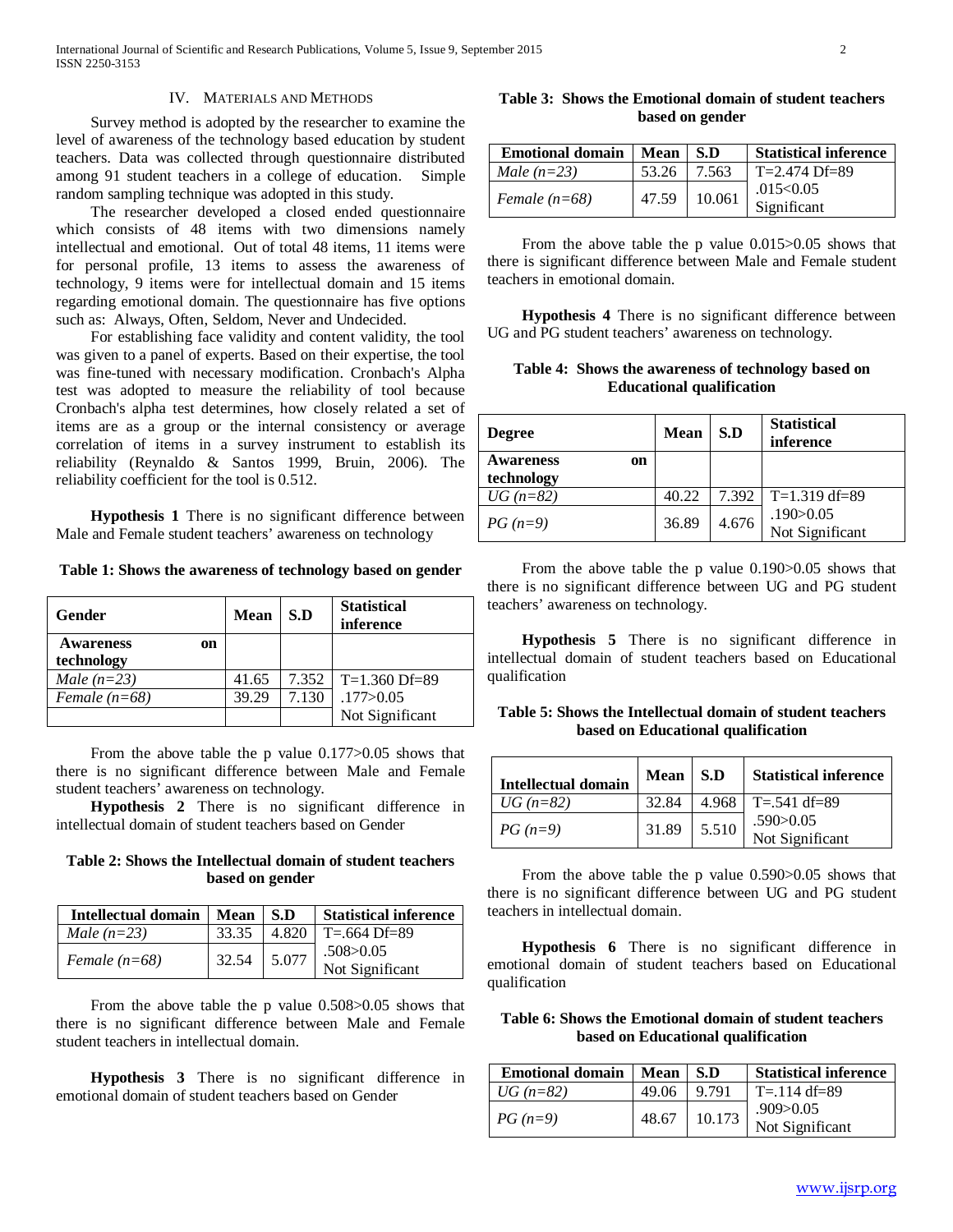## IV. Materials and Methods

Survey method is adopted by the researcher to examine the level of awareness of the technology based education by student teachers. Data was collected through questionnaire distributed among 91 student teachers in a college of education. Simple random sampling technique was adopted in this study.

The researcher developed a closed ended questionnaire which consists of 48 items with two dimensions namely intellectual and emotional. Out of total 48 items, 11 items were for personal profile, 13 items to assess the awareness of technology, 9 items were for intellectual domain and 15 items regarding emotional domain. The questionnaire has five options such as: Always, Often, Seldom, Never and Undecided.

For establishing face validity and content validity, the tool was given to a panel of experts. Based on their expertise, the tool was fine-tuned with necessary modification. Cronbach's Alpha test was adopted to measure the reliability of tool because Cronbach's alpha test determines, how closely related a set of items are as a group or the internal consistency or average correlation of items in a survey instrument to establish its reliability (Reynaldo & Santos 1999, Bruin, 2006). The reliability coefficient for the tool is 0.512.

**Hypothesis 1** There is no significant difference between Male and Female student teachers' awareness on technology

**Table 1: Shows the awareness of technology based on gender**

| Gender | Mean | S.D | Statistical inference |
|---|---|---|---|
| **Awareness on technology** | | | |
| *Male (n=23)* | 41.65 | 7.352 | T=1.360 Df=89 |
| *Female (n=68)* | 39.29 | 7.130 | .177>0.05 |
| | | | Not Significant |

From the above table the p value 0.177>0.05 shows that there is no significant difference between Male and Female student teachers' awareness on technology.

**Hypothesis 2** There is no significant difference in intellectual domain of student teachers based on Gender

**Table 2: Shows the Intellectual domain of student teachers based on gender**

| Intellectual domain | Mean | S.D | Statistical inference |
|---|---|---|---|
| *Male (n=23)* | 33.35 | 4.820 | T=.664 Df=89 |
| *Female (n=68)* | 32.54 | 5.077 | .508>0.05 Not Significant |

From the above table the p value 0.508>0.05 shows that there is no significant difference between Male and Female student teachers in intellectual domain.

**Hypothesis 3** There is no significant difference in emotional domain of student teachers based on Gender

**Table 3: Shows the Emotional domain of student teachers based on gender**

| Emotional domain | Mean | S.D | Statistical inference |
|---|---|---|---|
| *Male (n=23)* | 53.26 | 7.563 | T=2.474 Df=89 |
| *Female (n=68)* | 47.59 | 10.061 | .015<0.05 Significant |

From the above table the p value 0.015>0.05 shows that there is significant difference between Male and Female student teachers in emotional domain.

**Hypothesis 4** There is no significant difference between UG and PG student teachers' awareness on technology.

**Table 4: Shows the awareness of technology based on Educational qualification**

| Degree | Mean | S.D | Statistical inference |
|---|---|---|---|
| **Awareness on technology** | | | |
| *UG (n=82)* | 40.22 | 7.392 | T=1.319 df=89 |
| *PG (n=9)* | 36.89 | 4.676 | .190>0.05 Not Significant |

From the above table the p value 0.190>0.05 shows that there is no significant difference between UG and PG student teachers' awareness on technology.

**Hypothesis 5** There is no significant difference in intellectual domain of student teachers based on Educational qualification

**Table 5: Shows the Intellectual domain of student teachers based on Educational qualification**

| Intellectual domain | Mean | S.D | Statistical inference |
|---|---|---|---|
| *UG (n=82)* | 32.84 | 4.968 | T=.541 df=89 |
| *PG (n=9)* | 31.89 | 5.510 | .590>0.05 Not Significant |

From the above table the p value 0.590>0.05 shows that there is no significant difference between UG and PG student teachers in intellectual domain.

**Hypothesis 6** There is no significant difference in emotional domain of student teachers based on Educational qualification

**Table 6: Shows the Emotional domain of student teachers based on Educational qualification**

| Emotional domain | Mean | S.D | Statistical inference |
|---|---|---|---|
| *UG (n=82)* | 49.06 | 9.791 | T=.114 df=89 |
| *PG (n=9)* | 48.67 | 10.173 | .909>0.05 Not Significant |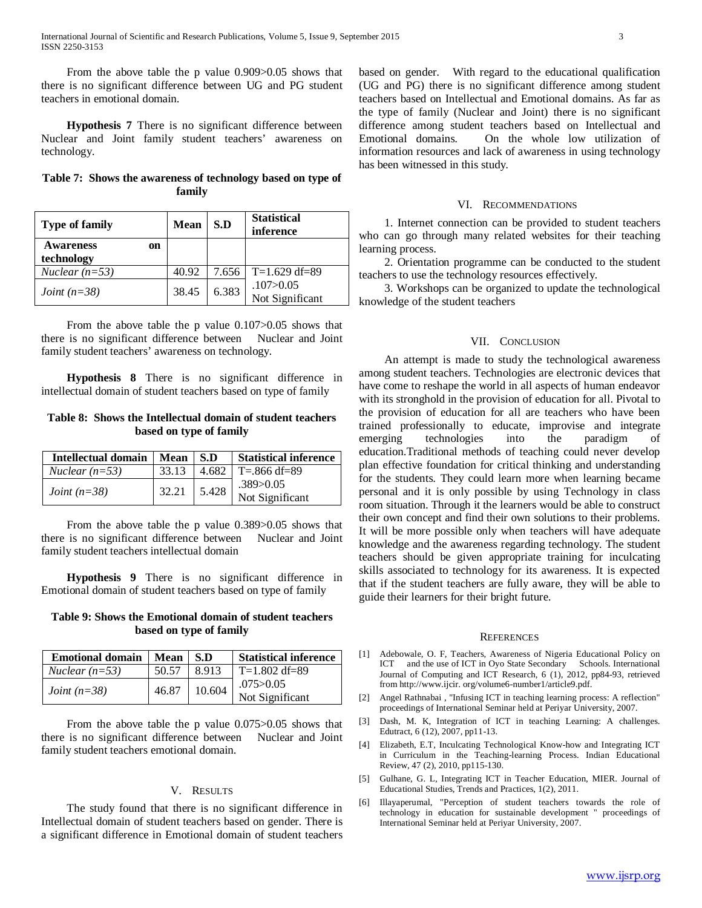From the above table the p value 0.909>0.05 shows that there is no significant difference between UG and PG student teachers in emotional domain.

**Hypothesis 7** There is no significant difference between Nuclear and Joint family student teachers' awareness on technology.

**Table 7: Shows the awareness of technology based on type of family**

| Type of family | Mean | S.D | Statistical inference |
|---|---|---|---|
| **Awareness on technology** | | | |
| *Nuclear (n=53)* | 40.92 | 7.656 | T=1.629 df=89 |
| *Joint (n=38)* | 38.45 | 6.383 | .107>0.05 Not Significant |

From the above table the p value 0.107>0.05 shows that there is no significant difference between Nuclear and Joint family student teachers' awareness on technology.

**Hypothesis 8** There is no significant difference in intellectual domain of student teachers based on type of family

**Table 8: Shows the Intellectual domain of student teachers based on type of family**

| Intellectual domain | Mean | S.D | Statistical inference |
|---|---|---|---|
| *Nuclear (n=53)* | 33.13 | 4.682 | T=.866 df=89 |
| *Joint (n=38)* | 32.21 | 5.428 | .389>0.05 Not Significant |

From the above table the p value 0.389>0.05 shows that there is no significant difference between Nuclear and Joint family student teachers intellectual domain

**Hypothesis 9** There is no significant difference in Emotional domain of student teachers based on type of family

**Table 9: Shows the Emotional domain of student teachers based on type of family**

| Emotional domain | Mean | S.D | Statistical inference |
|---|---|---|---|
| *Nuclear (n=53)* | 50.57 | 8.913 | T=1.802 df=89 |
| *Joint (n=38)* | 46.87 | 10.604 | .075>0.05 Not Significant |

From the above table the p value 0.075>0.05 shows that there is no significant difference between Nuclear and Joint family student teachers emotional domain.

## V. Results

The study found that there is no significant difference in Intellectual domain of student teachers based on gender. There is a significant difference in Emotional domain of student teachers based on gender. With regard to the educational qualification (UG and PG) there is no significant difference among student teachers based on Intellectual and Emotional domains. As far as the type of family (Nuclear and Joint) there is no significant difference among student teachers based on Intellectual and Emotional domains. On the whole low utilization of information resources and lack of awareness in using technology has been witnessed in this study.

## VI. Recommendations

1. Internet connection can be provided to student teachers who can go through many related websites for their teaching learning process.

2. Orientation programme can be conducted to the student teachers to use the technology resources effectively.

3. Workshops can be organized to update the technological knowledge of the student teachers

## VII. Conclusion

An attempt is made to study the technological awareness among student teachers. Technologies are electronic devices that have come to reshape the world in all aspects of human endeavor with its stronghold in the provision of education for all. Pivotal to the provision of education for all are teachers who have been trained professionally to educate, improvise and integrate emerging technologies into the paradigm of education.Traditional methods of teaching could never develop plan effective foundation for critical thinking and understanding for the students. They could learn more when learning became personal and it is only possible by using Technology in class room situation. Through it the learners would be able to construct their own concept and find their own solutions to their problems. It will be more possible only when teachers will have adequate knowledge and the awareness regarding technology. The student teachers should be given appropriate training for inculcating skills associated to technology for its awareness. It is expected that if the student teachers are fully aware, they will be able to guide their learners for their bright future.

## References

[1] Adebowale, O. F, Teachers, Awareness of Nigeria Educational Policy on ICT and the use of ICT in Oyo State Secondary Schools. International Journal of Computing and ICT Research, 6 (1), 2012, pp84-93, retrieved from http://www.ijcir. org/volume6-number1/article9.pdf.

[2] Angel Rathnabai , "Infusing ICT in teaching learning process: A reflection" proceedings of International Seminar held at Periyar University, 2007.

[3] Dash, M. K, Integration of ICT in teaching Learning: A challenges. Edutract, 6 (12), 2007, pp11-13.

[4] Elizabeth, E.T, Inculcating Technological Know-how and Integrating ICT in Curriculum in the Teaching-learning Process. Indian Educational Review, 47 (2), 2010, pp115-130.

[5] Gulhane, G. L, Integrating ICT in Teacher Education, MIER. Journal of Educational Studies, Trends and Practices, 1(2), 2011.

[6] Illayaperumal, "Perception of student teachers towards the role of technology in education for sustainable development " proceedings of International Seminar held at Periyar University, 2007.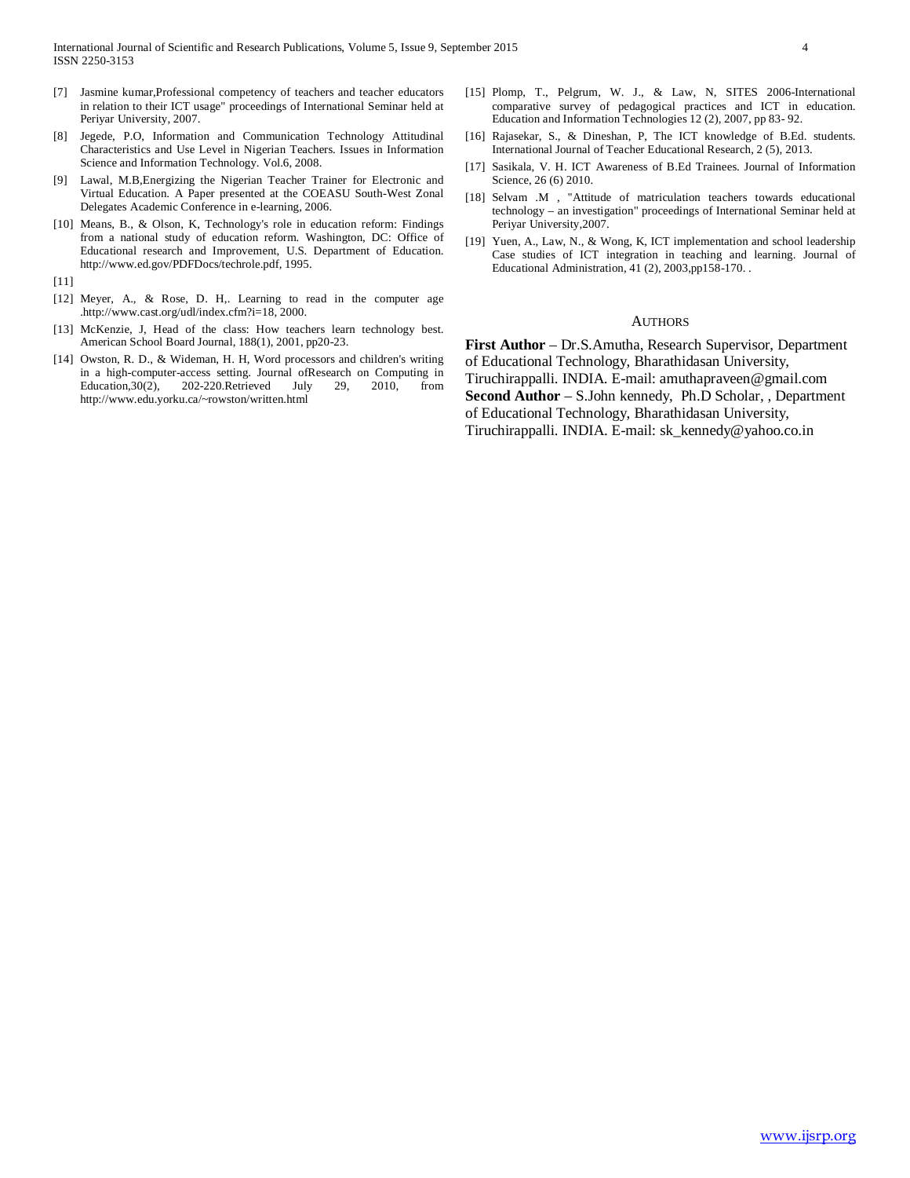[7] Jasmine kumar,Professional competency of teachers and teacher educators in relation to their ICT usage" proceedings of International Seminar held at Periyar University, 2007.

[8] Jegede, P.O, Information and Communication Technology Attitudinal Characteristics and Use Level in Nigerian Teachers. Issues in Information Science and Information Technology. Vol.6, 2008.

[9] Lawal, M.B,Energizing the Nigerian Teacher Trainer for Electronic and Virtual Education. A Paper presented at the COEASU South-West Zonal Delegates Academic Conference in e-learning, 2006.

[10] Means, B., & Olson, K, Technology's role in education reform: Findings from a national study of education reform. Washington, DC: Office of Educational research and Improvement, U.S. Department of Education. http://www.ed.gov/PDFDocs/techrole.pdf, 1995.

[11]

[12] Meyer, A., & Rose, D. H,. Learning to read in the computer age .http://www.cast.org/udl/index.cfm?i=18, 2000.

[13] McKenzie, J, Head of the class: How teachers learn technology best. American School Board Journal, 188(1), 2001, pp20-23.

[14] Owston, R. D., & Wideman, H. H, Word processors and children's writing in a high-computer-access setting. Journal ofResearch on Computing in Education,30(2), 202-220.Retrieved July 29, 2010, from http://www.edu.yorku.ca/~rowston/written.html

[15] Plomp, T., Pelgrum, W. J., & Law, N, SITES 2006-International comparative survey of pedagogical practices and ICT in education. Education and Information Technologies 12 (2), 2007, pp 83- 92.

[16] Rajasekar, S., & Dineshan, P, The ICT knowledge of B.Ed. students. International Journal of Teacher Educational Research, 2 (5), 2013.

[17] Sasikala, V. H. ICT Awareness of B.Ed Trainees. Journal of Information Science, 26 (6) 2010.

[18] Selvam .M , "Attitude of matriculation teachers towards educational technology – an investigation" proceedings of International Seminar held at Periyar University,2007.

[19] Yuen, A., Law, N., & Wong, K, ICT implementation and school leadership Case studies of ICT integration in teaching and learning. Journal of Educational Administration, 41 (2), 2003,pp158-170. .

## AUTHORS

**First Author** – Dr.S.Amutha, Research Supervisor, Department of Educational Technology, Bharathidasan University, Tiruchirappalli. INDIA. E-mail: amuthapraveen@gmail.com

**Second Author** – S.John kennedy, Ph.D Scholar, , Department of Educational Technology, Bharathidasan University, Tiruchirappalli. INDIA. E-mail: sk_kennedy@yahoo.co.in